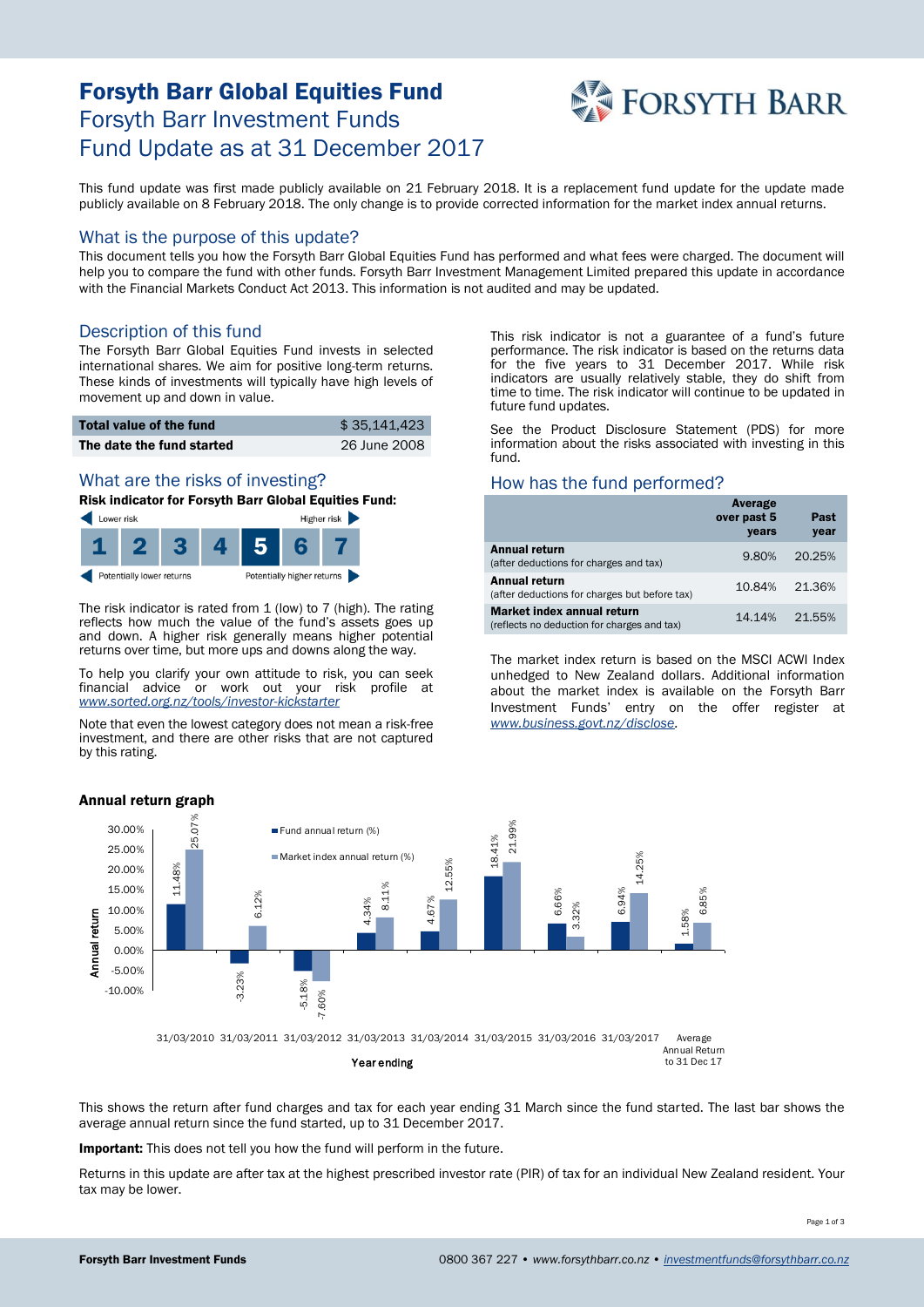# Forsyth Barr Global Equities Fund

## Forsyth Barr Investment Funds
## Fund Update as at 31 December 2017

This fund update was first made publicly available on 21 February 2018. It is a replacement fund update for the update made publicly available on 8 February 2018. The only change is to provide corrected information for the market index annual returns.

## What is the purpose of this update?

This document tells you how the Forsyth Barr Global Equities Fund has performed and what fees were charged. The document will help you to compare the fund with other funds. Forsyth Barr Investment Management Limited prepared this update in accordance with the Financial Markets Conduct Act 2013. This information is not audited and may be updated.

## Description of this fund

The Forsyth Barr Global Equities Fund invests in selected international shares. We aim for positive long-term returns. These kinds of investments will typically have high levels of movement up and down in value.

| **Total value of the fund** | $ 35,141,423 |
|---|---|
| **The date the fund started** | 26 June 2008 |

## What are the risks of investing?

**Risk indicator for Forsyth Barr Global Equities Fund:**

Lower risk — Higher risk

| 1 | 2 | 3 | 4 | **5** | 6 | 7 |
|---|---|---|---|---|---|---|

Potentially lower returns — Potentially higher returns

The risk indicator is rated from 1 (low) to 7 (high). The rating reflects how much the value of the fund's assets goes up and down. A higher risk generally means higher potential returns over time, but more ups and downs along the way.

To help you clarify your own attitude to risk, you can seek financial advice or work out your risk profile at *www.sorted.org.nz/tools/investor-kickstarter*

Note that even the lowest category does not mean a risk-free investment, and there are other risks that are not captured by this rating.

This risk indicator is not a guarantee of a fund's future performance. The risk indicator is based on the returns data for the five years to 31 December 2017. While risk indicators are usually relatively stable, they do shift from time to time. The risk indicator will continue to be updated in future fund updates.

See the Product Disclosure Statement (PDS) for more information about the risks associated with investing in this fund.

## How has the fund performed?

| | Average over past 5 years | Past year |
|---|---|---|
| **Annual return** (after deductions for charges and tax) | 9.80% | 20.25% |
| **Annual return** (after deductions for charges but before tax) | 10.84% | 21.36% |
| **Market index annual return** (reflects no deduction for charges and tax) | 14.14% | 21.55% |

The market index return is based on the MSCI ACWI Index unhedged to New Zealand dollars. Additional information about the market index is available on the Forsyth Barr Investment Funds' entry on the offer register at *www.business.govt.nz/disclose*.

### Annual return graph

| Year ending | Fund annual return (%) | Market index annual return (%) |
|---|---|---|
| 31/03/2010 | 11.48% | 25.07% |
| 31/03/2011 | -3.23% | 6.12% |
| 31/03/2012 | -5.18% | -7.60% |
| 31/03/2013 | 4.34% | 8.11% |
| 31/03/2014 | 4.67% | 12.55% |
| 31/03/2015 | 18.41% | 21.99% |
| 31/03/2016 | 6.66% | 3.32% |
| 31/03/2017 | 6.94% | 14.25% |
| Average Annual Return to 31 Dec 17 | 1.58% | 6.85% |

This shows the return after fund charges and tax for each year ending 31 March since the fund started. The last bar shows the average annual return since the fund started, up to 31 December 2017.

**Important:** This does not tell you how the fund will perform in the future.

Returns in this update are after tax at the highest prescribed investor rate (PIR) of tax for an individual New Zealand resident. Your tax may be lower.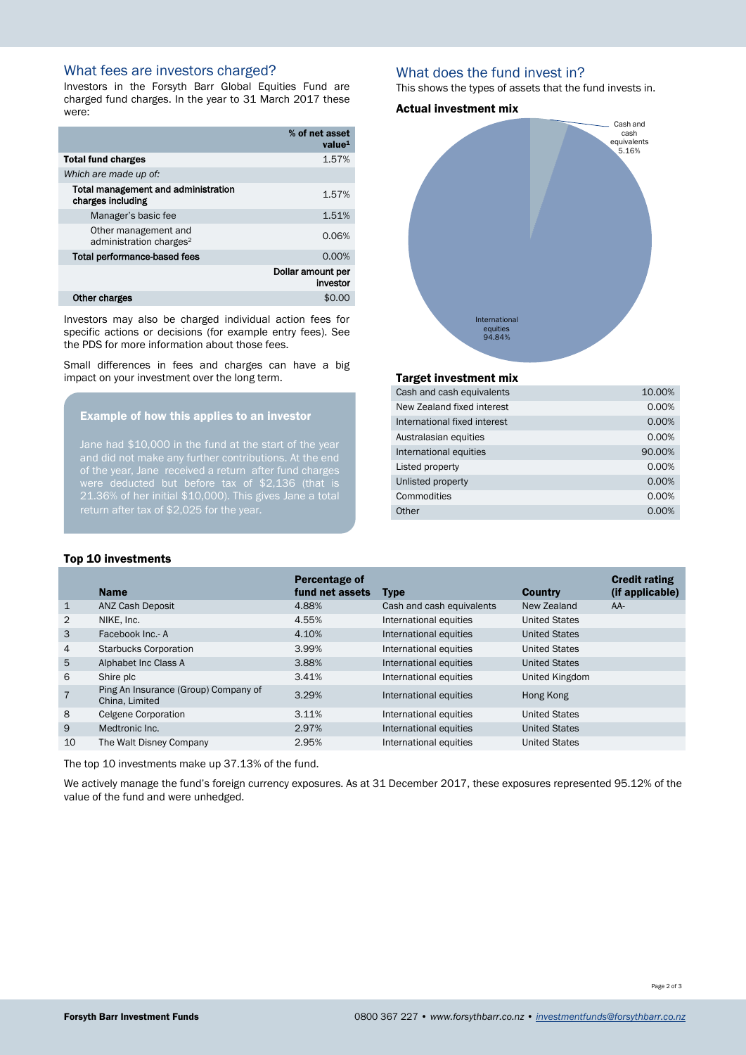## What fees are investors charged?

Investors in the Forsyth Barr Global Equities Fund are charged fund charges. In the year to 31 March 2017 these were:

| | % of net asset value[1] |
|---|---|
| **Total fund charges** | 1.57% |
| *Which are made up of:* | |
| **Total management and administration charges including** | 1.57% |
| Manager's basic fee | 1.51% |
| Other management and administration charges[2] | 0.06% |
| **Total performance-based fees** | 0.00% |
| | **Dollar amount per investor** |
| **Other charges** | $0.00 |

Investors may also be charged individual action fees for specific actions or decisions (for example entry fees). See the PDS for more information about those fees.

Small differences in fees and charges can have a big impact on your investment over the long term.

### Example of how this applies to an investor

Jane had $10,000 in the fund at the start of the year and did not make any further contributions. At the end of the year, Jane received a return after fund charges were deducted but before tax of $2,136 (that is 21.36% of her initial $10,000). This gives Jane a total return after tax of $2,025 for the year.

## What does the fund invest in?

This shows the types of assets that the fund invests in.

### Actual investment mix

| Asset | % |
|---|---|
| Cash and cash equivalents | 5.16% |
| International equities | 94.84% |

### Target investment mix

| | |
|---|---|
| Cash and cash equivalents | 10.00% |
| New Zealand fixed interest | 0.00% |
| International fixed interest | 0.00% |
| Australasian equities | 0.00% |
| International equities | 90.00% |
| Listed property | 0.00% |
| Unlisted property | 0.00% |
| Commodities | 0.00% |
| Other | 0.00% |

### Top 10 investments

| | Name | Percentage of fund net assets | Type | Country | Credit rating (if applicable) |
|---|---|---|---|---|---|
| 1 | ANZ Cash Deposit | 4.88% | Cash and cash equivalents | New Zealand | AA- |
| 2 | NIKE, Inc. | 4.55% | International equities | United States | |
| 3 | Facebook Inc.- A | 4.10% | International equities | United States | |
| 4 | Starbucks Corporation | 3.99% | International equities | United States | |
| 5 | Alphabet Inc Class A | 3.88% | International equities | United States | |
| 6 | Shire plc | 3.41% | International equities | United Kingdom | |
| 7 | Ping An Insurance (Group) Company of China, Limited | 3.29% | International equities | Hong Kong | |
| 8 | Celgene Corporation | 3.11% | International equities | United States | |
| 9 | Medtronic Inc. | 2.97% | International equities | United States | |
| 10 | The Walt Disney Company | 2.95% | International equities | United States | |

The top 10 investments make up 37.13% of the fund.

We actively manage the fund's foreign currency exposures. As at 31 December 2017, these exposures represented 95.12% of the value of the fund and were unhedged.

**Forsyth Barr Investment Funds** 0800 367 227 • *www.forsythbarr.co.nz* • *investmentfunds@forsythbarr.co.nz*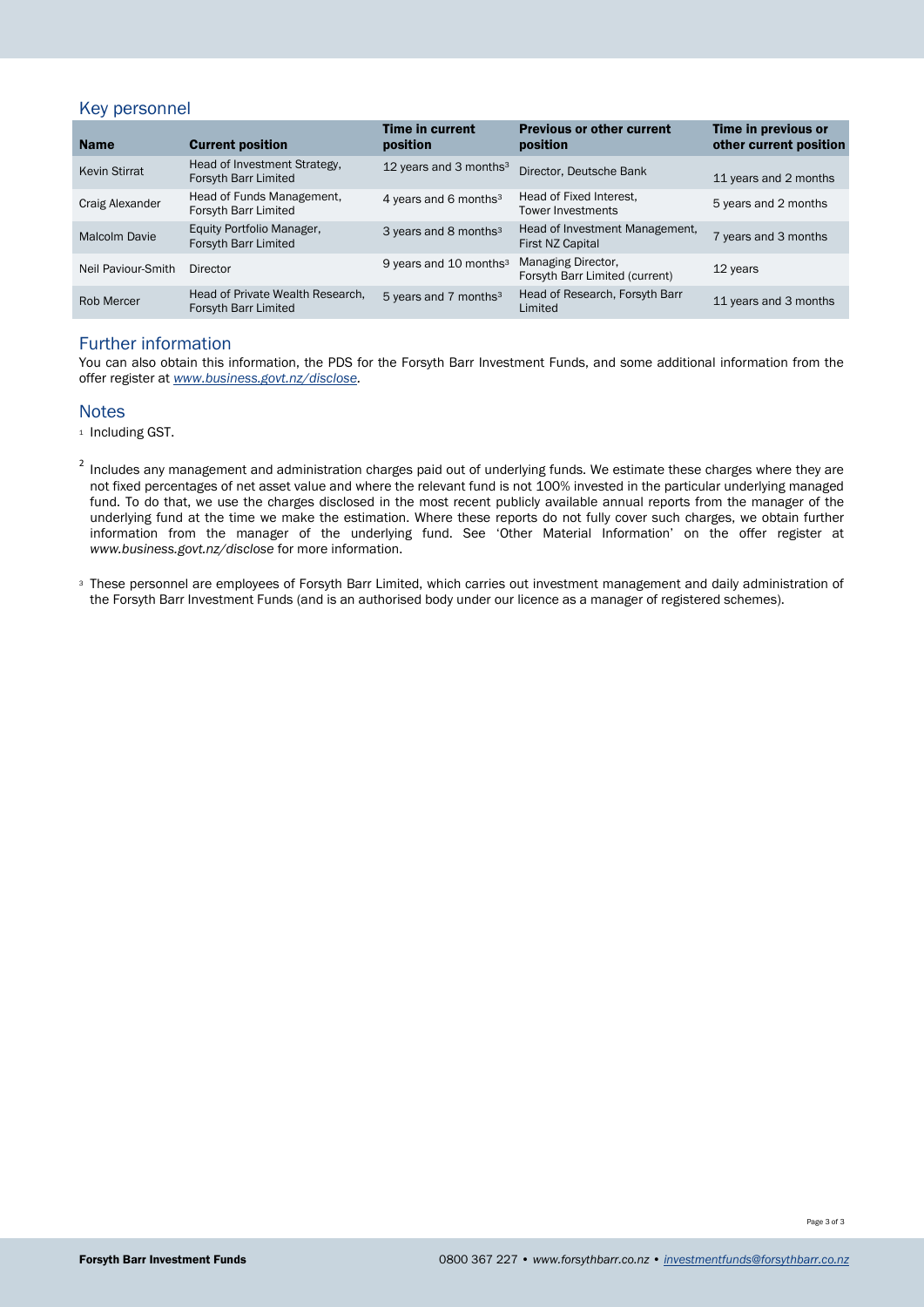## Key personnel

| Name | Current position | Time in current position | Previous or other current position | Time in previous or other current position |
|---|---|---|---|---|
| Kevin Stirrat | Head of Investment Strategy, Forsyth Barr Limited | 12 years and 3 months[3] | Director, Deutsche Bank | 11 years and 2 months |
| Craig Alexander | Head of Funds Management, Forsyth Barr Limited | 4 years and 6 months[3] | Head of Fixed Interest, Tower Investments | 5 years and 2 months |
| Malcolm Davie | Equity Portfolio Manager, Forsyth Barr Limited | 3 years and 8 months[3] | Head of Investment Management, First NZ Capital | 7 years and 3 months |
| Neil Paviour-Smith | Director | 9 years and 10 months[3] | Managing Director, Forsyth Barr Limited (current) | 12 years |
| Rob Mercer | Head of Private Wealth Research, Forsyth Barr Limited | 5 years and 7 months[3] | Head of Research, Forsyth Barr Limited | 11 years and 3 months |

## Further information

You can also obtain this information, the PDS for the Forsyth Barr Investment Funds, and some additional information from the offer register at *www.business.govt.nz/disclose*.

## Notes

[1] Including GST.

[2] Includes any management and administration charges paid out of underlying funds. We estimate these charges where they are not fixed percentages of net asset value and where the relevant fund is not 100% invested in the particular underlying managed fund. To do that, we use the charges disclosed in the most recent publicly available annual reports from the manager of the underlying fund at the time we make the estimation. Where these reports do not fully cover such charges, we obtain further information from the manager of the underlying fund. See 'Other Material Information' on the offer register at *www.business.govt.nz/disclose* for more information.

[3] These personnel are employees of Forsyth Barr Limited, which carries out investment management and daily administration of the Forsyth Barr Investment Funds (and is an authorised body under our licence as a manager of registered schemes).